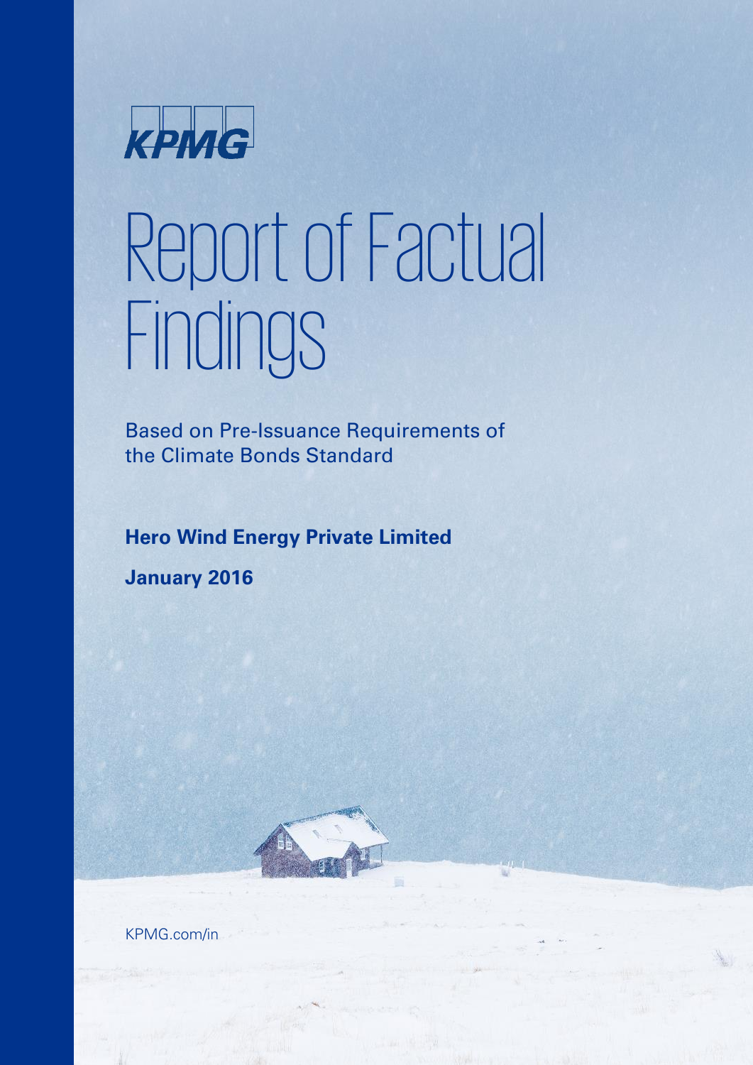KPMG

# Report of Factual Findings

Based on Pre-Issuance Requirements of the Climate Bonds Standard

**Hero Wind Energy Private Limited**

**January 2016**

KPMG.com/in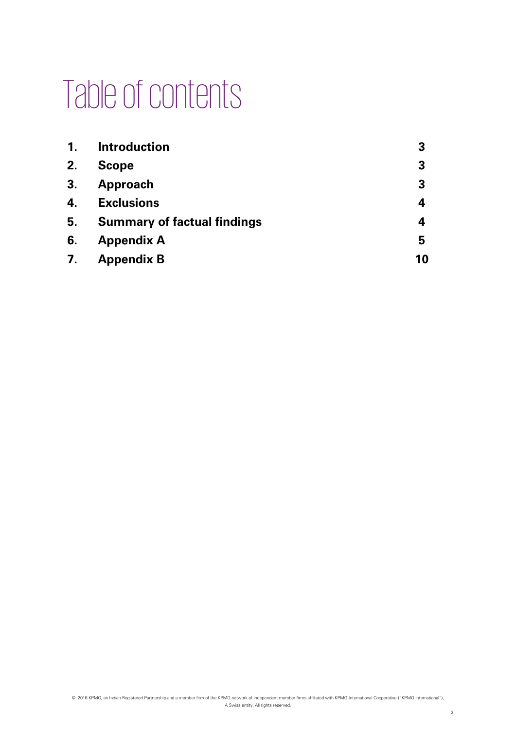# Table of contents

| | | |
|---|---|---|
| **1.** | **Introduction** | **3** |
| **2.** | **Scope** | **3** |
| **3.** | **Approach** | **3** |
| **4.** | **Exclusions** | **4** |
| **5.** | **Summary of factual findings** | **4** |
| **6.** | **Appendix A** | **5** |
| **7.** | **Appendix B** | **10** |

© 2016 KPMG, an Indian Registered Partnership and a member firm of the KPMG network of independent member firms affiliated with KPMG International Cooperative ("KPMG International"), A Swiss entity. All rights reserved.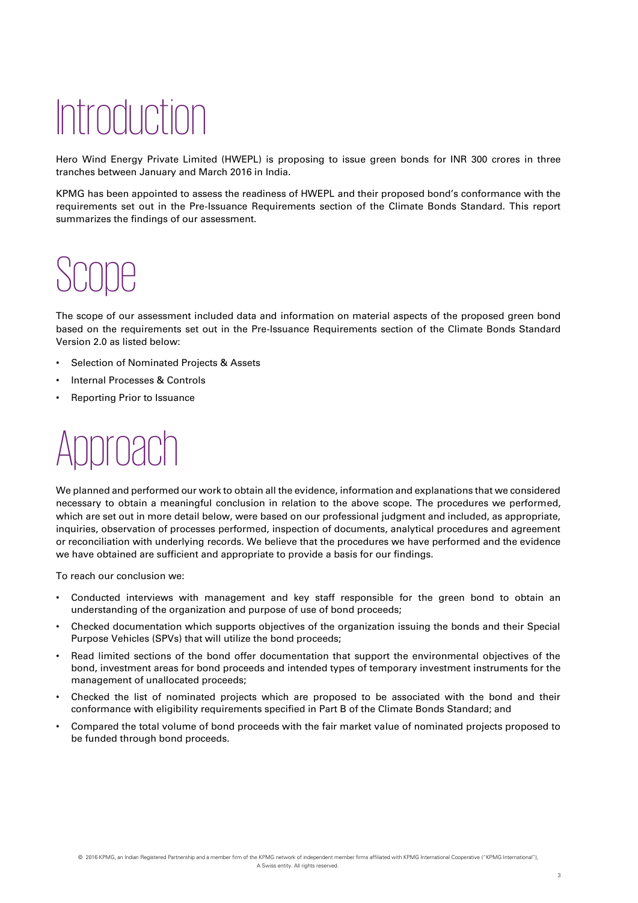# Introduction

Hero Wind Energy Private Limited (HWEPL) is proposing to issue green bonds for INR 300 crores in three tranches between January and March 2016 in India.

KPMG has been appointed to assess the readiness of HWEPL and their proposed bond's conformance with the requirements set out in the Pre-Issuance Requirements section of the Climate Bonds Standard. This report summarizes the findings of our assessment.

# Scope

The scope of our assessment included data and information on material aspects of the proposed green bond based on the requirements set out in the Pre-Issuance Requirements section of the Climate Bonds Standard Version 2.0 as listed below:

- Selection of Nominated Projects & Assets
- Internal Processes & Controls
- Reporting Prior to Issuance

# Approach

We planned and performed our work to obtain all the evidence, information and explanations that we considered necessary to obtain a meaningful conclusion in relation to the above scope. The procedures we performed, which are set out in more detail below, were based on our professional judgment and included, as appropriate, inquiries, observation of processes performed, inspection of documents, analytical procedures and agreement or reconciliation with underlying records. We believe that the procedures we have performed and the evidence we have obtained are sufficient and appropriate to provide a basis for our findings.

To reach our conclusion we:

- Conducted interviews with management and key staff responsible for the green bond to obtain an understanding of the organization and purpose of use of bond proceeds;
- Checked documentation which supports objectives of the organization issuing the bonds and their Special Purpose Vehicles (SPVs) that will utilize the bond proceeds;
- Read limited sections of the bond offer documentation that support the environmental objectives of the bond, investment areas for bond proceeds and intended types of temporary investment instruments for the management of unallocated proceeds;
- Checked the list of nominated projects which are proposed to be associated with the bond and their conformance with eligibility requirements specified in Part B of the Climate Bonds Standard; and
- Compared the total volume of bond proceeds with the fair market value of nominated projects proposed to be funded through bond proceeds.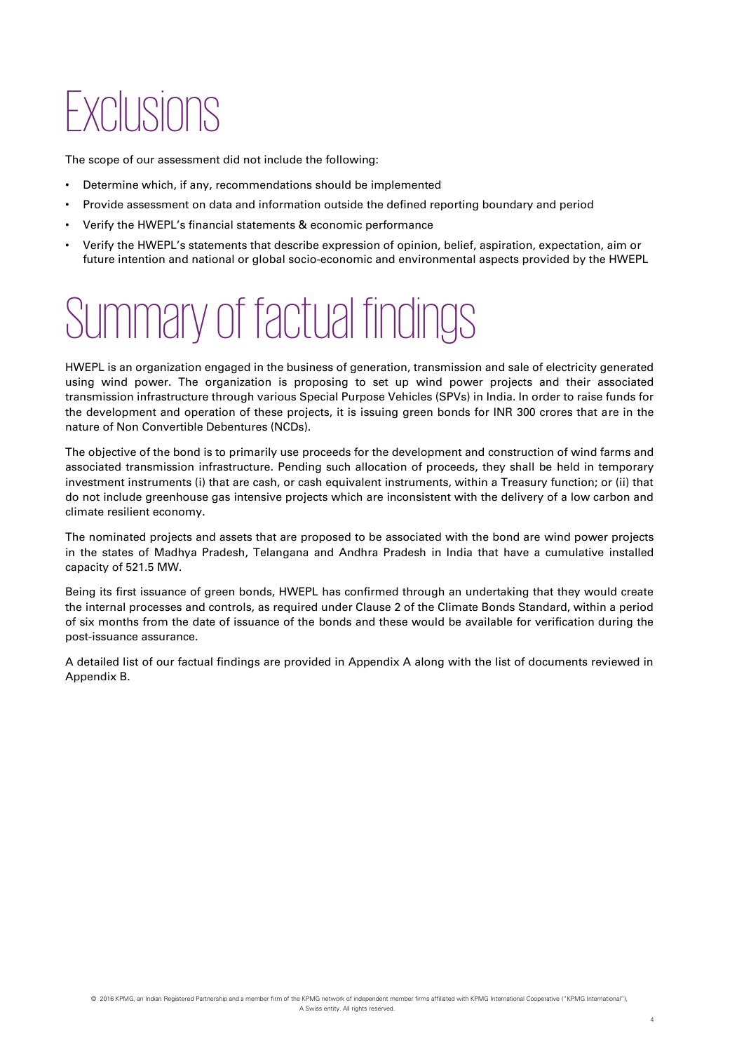# Exclusions

The scope of our assessment did not include the following:

- Determine which, if any, recommendations should be implemented
- Provide assessment on data and information outside the defined reporting boundary and period
- Verify the HWEPL's financial statements & economic performance
- Verify the HWEPL's statements that describe expression of opinion, belief, aspiration, expectation, aim or future intention and national or global socio-economic and environmental aspects provided by the HWEPL

# Summary of factual findings

HWEPL is an organization engaged in the business of generation, transmission and sale of electricity generated using wind power. The organization is proposing to set up wind power projects and their associated transmission infrastructure through various Special Purpose Vehicles (SPVs) in India. In order to raise funds for the development and operation of these projects, it is issuing green bonds for INR 300 crores that are in the nature of Non Convertible Debentures (NCDs).

The objective of the bond is to primarily use proceeds for the development and construction of wind farms and associated transmission infrastructure. Pending such allocation of proceeds, they shall be held in temporary investment instruments (i) that are cash, or cash equivalent instruments, within a Treasury function; or (ii) that do not include greenhouse gas intensive projects which are inconsistent with the delivery of a low carbon and climate resilient economy.

The nominated projects and assets that are proposed to be associated with the bond are wind power projects in the states of Madhya Pradesh, Telangana and Andhra Pradesh in India that have a cumulative installed capacity of 521.5 MW.

Being its first issuance of green bonds, HWEPL has confirmed through an undertaking that they would create the internal processes and controls, as required under Clause 2 of the Climate Bonds Standard, within a period of six months from the date of issuance of the bonds and these would be available for verification during the post-issuance assurance.

A detailed list of our factual findings are provided in Appendix A along with the list of documents reviewed in Appendix B.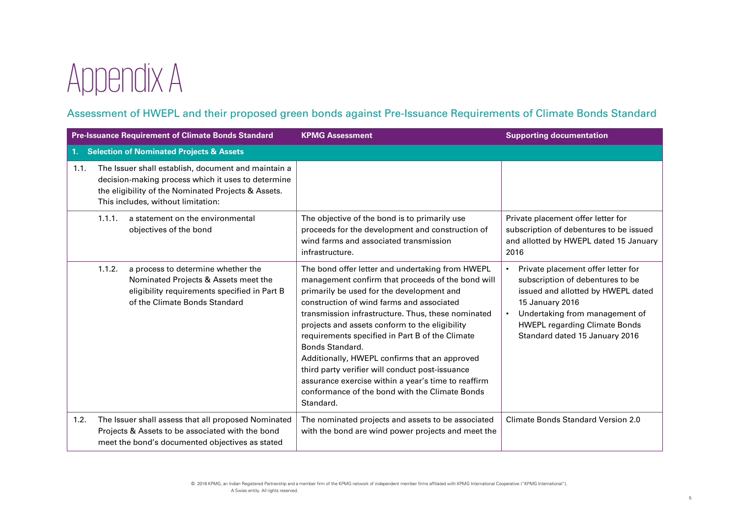# Appendix A

## Assessment of HWEPL and their proposed green bonds against Pre-Issuance Requirements of Climate Bonds Standard

| Pre-Issuance Requirement of Climate Bonds Standard | KPMG Assessment | Supporting documentation |
|---|---|---|
| **1. Selection of Nominated Projects & Assets** | | |
| 1.1. The Issuer shall establish, document and maintain a decision-making process which it uses to determine the eligibility of the Nominated Projects & Assets. This includes, without limitation: | | |
| 1.1.1. a statement on the environmental objectives of the bond | The objective of the bond is to primarily use proceeds for the development and construction of wind farms and associated transmission infrastructure. | Private placement offer letter for subscription of debentures to be issued and allotted by HWEPL dated 15 January 2016 |
| 1.1.2. a process to determine whether the Nominated Projects & Assets meet the eligibility requirements specified in Part B of the Climate Bonds Standard | The bond offer letter and undertaking from HWEPL management confirm that proceeds of the bond will primarily be used for the development and construction of wind farms and associated transmission infrastructure. Thus, these nominated projects and assets conform to the eligibility requirements specified in Part B of the Climate Bonds Standard.<br>Additionally, HWEPL confirms that an approved third party verifier will conduct post-issuance assurance exercise within a year's time to reaffirm conformance of the bond with the Climate Bonds Standard. | • Private placement offer letter for subscription of debentures to be issued and allotted by HWEPL dated 15 January 2016<br>• Undertaking from management of HWEPL regarding Climate Bonds Standard dated 15 January 2016 |
| 1.2. The Issuer shall assess that all proposed Nominated Projects & Assets to be associated with the bond meet the bond's documented objectives as stated | The nominated projects and assets to be associated with the bond are wind power projects and meet the | Climate Bonds Standard Version 2.0 |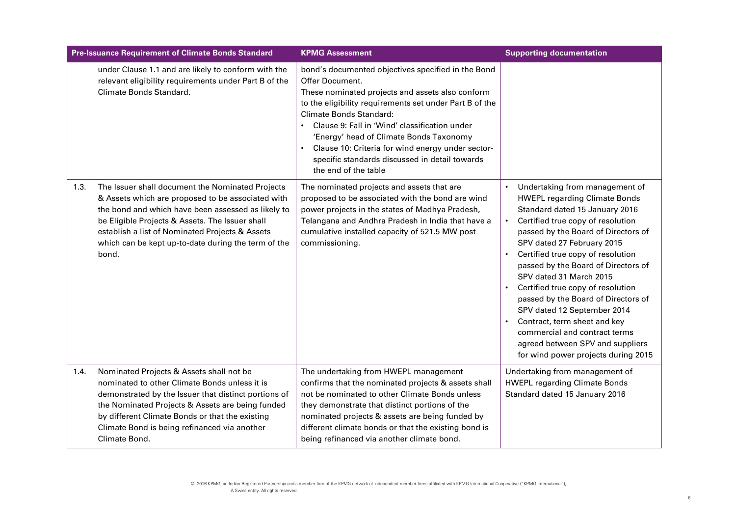| Pre-Issuance Requirement of Climate Bonds Standard | | KPMG Assessment | Supporting documentation |
|---|---|---|---|
| | under Clause 1.1 and are likely to conform with the relevant eligibility requirements under Part B of the Climate Bonds Standard. | bond's documented objectives specified in the Bond Offer Document.<br>These nominated projects and assets also conform to the eligibility requirements set under Part B of the Climate Bonds Standard:<br>• Clause 9: Fall in 'Wind' classification under 'Energy' head of Climate Bonds Taxonomy<br>• Clause 10: Criteria for wind energy under sector-specific standards discussed in detail towards the end of the table | |
| 1.3. | The Issuer shall document the Nominated Projects & Assets which are proposed to be associated with the bond and which have been assessed as likely to be Eligible Projects & Assets. The Issuer shall establish a list of Nominated Projects & Assets which can be kept up-to-date during the term of the bond. | The nominated projects and assets that are proposed to be associated with the bond are wind power projects in the states of Madhya Pradesh, Telangana and Andhra Pradesh in India that have a cumulative installed capacity of 521.5 MW post commissioning. | • Undertaking from management of HWEPL regarding Climate Bonds Standard dated 15 January 2016<br>• Certified true copy of resolution passed by the Board of Directors of SPV dated 27 February 2015<br>• Certified true copy of resolution passed by the Board of Directors of SPV dated 31 March 2015<br>• Certified true copy of resolution passed by the Board of Directors of SPV dated 12 September 2014<br>• Contract, term sheet and key commercial and contract terms agreed between SPV and suppliers for wind power projects during 2015 |
| 1.4. | Nominated Projects & Assets shall not be nominated to other Climate Bonds unless it is demonstrated by the Issuer that distinct portions of the Nominated Projects & Assets are being funded by different Climate Bonds or that the existing Climate Bond is being refinanced via another Climate Bond. | The undertaking from HWEPL management confirms that the nominated projects & assets shall not be nominated to other Climate Bonds unless they demonstrate that distinct portions of the nominated projects & assets are being funded by different climate bonds or that the existing bond is being refinanced via another climate bond. | Undertaking from management of HWEPL regarding Climate Bonds Standard dated 15 January 2016 |

© 2016 KPMG, an Indian Registered Partnership and a member firm of the KPMG network of independent member firms affiliated with KPMG International Cooperative ("KPMG International"), A Swiss entity. All rights reserved.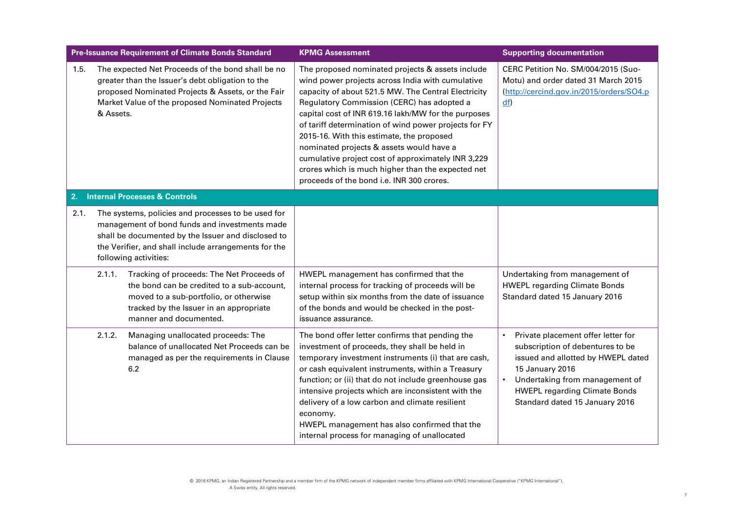| Pre-Issuance Requirement of Climate Bonds Standard | KPMG Assessment | Supporting documentation |
|---|---|---|
| 1.5. The expected Net Proceeds of the bond shall be no greater than the Issuer's debt obligation to the proposed Nominated Projects & Assets, or the Fair Market Value of the proposed Nominated Projects & Assets. | The proposed nominated projects & assets include wind power projects across India with cumulative capacity of about 521.5 MW. The Central Electricity Regulatory Commission (CERC) has adopted a capital cost of INR 619.16 lakh/MW for the purposes of tariff determination of wind power projects for FY 2015-16. With this estimate, the proposed nominated projects & assets would have a cumulative project cost of approximately INR 3,229 crores which is much higher than the expected net proceeds of the bond i.e. INR 300 crores. | CERC Petition No. SM/004/2015 (Suo-Motu) and order dated 31 March 2015 (http://cercind.gov.in/2015/orders/SO4.pdf) |
| **2. Internal Processes & Controls** | | |
| 2.1. The systems, policies and processes to be used for management of bond funds and investments made shall be documented by the Issuer and disclosed to the Verifier, and shall include arrangements for the following activities: | | |
| 2.1.1. Tracking of proceeds: The Net Proceeds of the bond can be credited to a sub-account, moved to a sub-portfolio, or otherwise tracked by the Issuer in an appropriate manner and documented. | HWEPL management has confirmed that the internal process for tracking of proceeds will be setup within six months from the date of issuance of the bonds and would be checked in the post-issuance assurance. | Undertaking from management of HWEPL regarding Climate Bonds Standard dated 15 January 2016 |
| 2.1.2. Managing unallocated proceeds: The balance of unallocated Net Proceeds can be managed as per the requirements in Clause 6.2 | The bond offer letter confirms that pending the investment of proceeds, they shall be held in temporary investment instruments (i) that are cash, or cash equivalent instruments, within a Treasury function; or (ii) that do not include greenhouse gas intensive projects which are inconsistent with the delivery of a low carbon and climate resilient economy.<br>HWEPL management has also confirmed that the internal process for managing of unallocated | • Private placement offer letter for subscription of debentures to be issued and allotted by HWEPL dated 15 January 2016<br>• Undertaking from management of HWEPL regarding Climate Bonds Standard dated 15 January 2016 |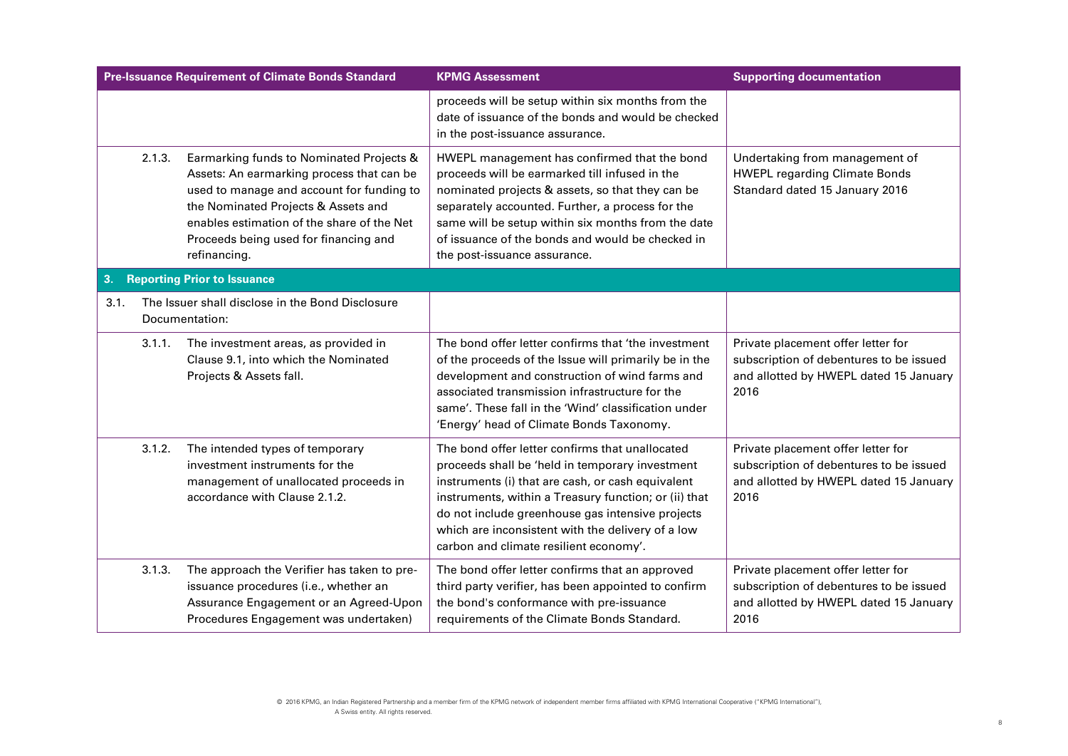| Pre-Issuance Requirement of Climate Bonds Standard | KPMG Assessment | Supporting documentation |
|---|---|---|
| | proceeds will be setup within six months from the date of issuance of the bonds and would be checked in the post-issuance assurance. | |
| 2.1.3. Earmarking funds to Nominated Projects & Assets: An earmarking process that can be used to manage and account for funding to the Nominated Projects & Assets and enables estimation of the share of the Net Proceeds being used for financing and refinancing. | HWEPL management has confirmed that the bond proceeds will be earmarked till infused in the nominated projects & assets, so that they can be separately accounted. Further, a process for the same will be setup within six months from the date of issuance of the bonds and would be checked in the post-issuance assurance. | Undertaking from management of HWEPL regarding Climate Bonds Standard dated 15 January 2016 |
| **3. Reporting Prior to Issuance** | | |
| 3.1. The Issuer shall disclose in the Bond Disclosure Documentation: | | |
| 3.1.1. The investment areas, as provided in Clause 9.1, into which the Nominated Projects & Assets fall. | The bond offer letter confirms that 'the investment of the proceeds of the Issue will primarily be in the development and construction of wind farms and associated transmission infrastructure for the same'. These fall in the 'Wind' classification under 'Energy' head of Climate Bonds Taxonomy. | Private placement offer letter for subscription of debentures to be issued and allotted by HWEPL dated 15 January 2016 |
| 3.1.2. The intended types of temporary investment instruments for the management of unallocated proceeds in accordance with Clause 2.1.2. | The bond offer letter confirms that unallocated proceeds shall be 'held in temporary investment instruments (i) that are cash, or cash equivalent instruments, within a Treasury function; or (ii) that do not include greenhouse gas intensive projects which are inconsistent with the delivery of a low carbon and climate resilient economy'. | Private placement offer letter for subscription of debentures to be issued and allotted by HWEPL dated 15 January 2016 |
| 3.1.3. The approach the Verifier has taken to pre-issuance procedures (i.e., whether an Assurance Engagement or an Agreed-Upon Procedures Engagement was undertaken) | The bond offer letter confirms that an approved third party verifier, has been appointed to confirm the bond's conformance with pre-issuance requirements of the Climate Bonds Standard. | Private placement offer letter for subscription of debentures to be issued and allotted by HWEPL dated 15 January 2016 |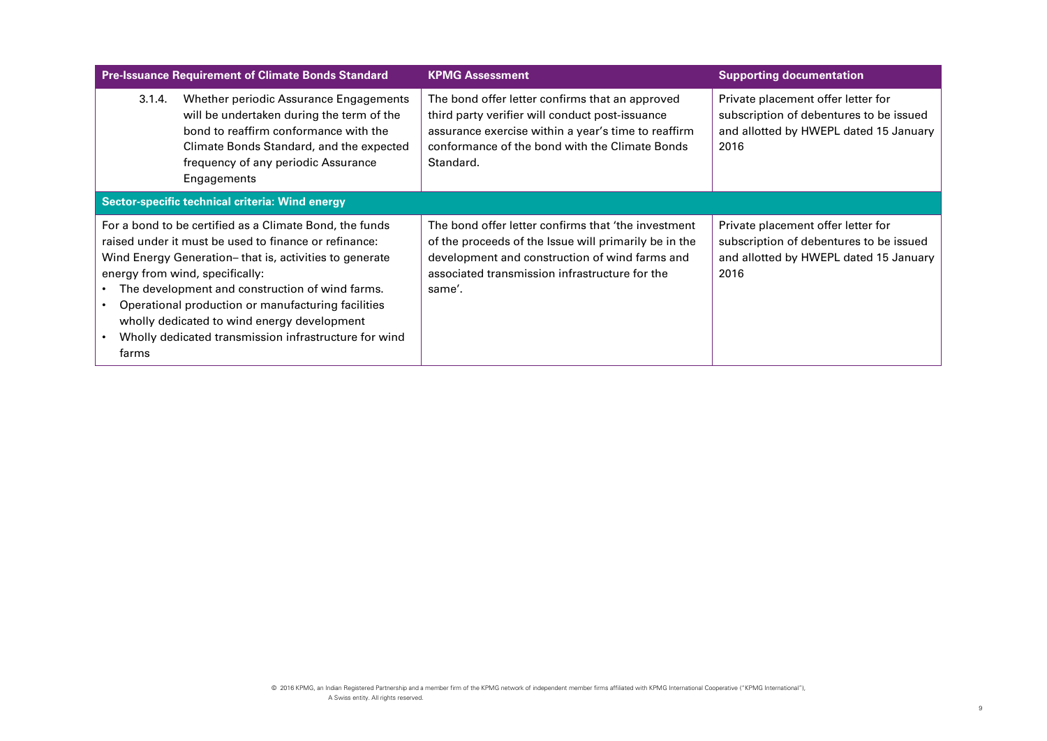| Pre-Issuance Requirement of Climate Bonds Standard | KPMG Assessment | Supporting documentation |
|---|---|---|
| 3.1.4. Whether periodic Assurance Engagements will be undertaken during the term of the bond to reaffirm conformance with the Climate Bonds Standard, and the expected frequency of any periodic Assurance Engagements | The bond offer letter confirms that an approved third party verifier will conduct post-issuance assurance exercise within a year's time to reaffirm conformance of the bond with the Climate Bonds Standard. | Private placement offer letter for subscription of debentures to be issued and allotted by HWEPL dated 15 January 2016 |
| **Sector-specific technical criteria: Wind energy** | | |
| For a bond to be certified as a Climate Bond, the funds raised under it must be used to finance or refinance: Wind Energy Generation– that is, activities to generate energy from wind, specifically:<br>• The development and construction of wind farms.<br>• Operational production or manufacturing facilities wholly dedicated to wind energy development<br>• Wholly dedicated transmission infrastructure for wind farms | The bond offer letter confirms that 'the investment of the proceeds of the Issue will primarily be in the development and construction of wind farms and associated transmission infrastructure for the same'. | Private placement offer letter for subscription of debentures to be issued and allotted by HWEPL dated 15 January 2016 |

© 2016 KPMG, an Indian Registered Partnership and a member firm of the KPMG network of independent member firms affiliated with KPMG International Cooperative ("KPMG International"), A Swiss entity. All rights reserved.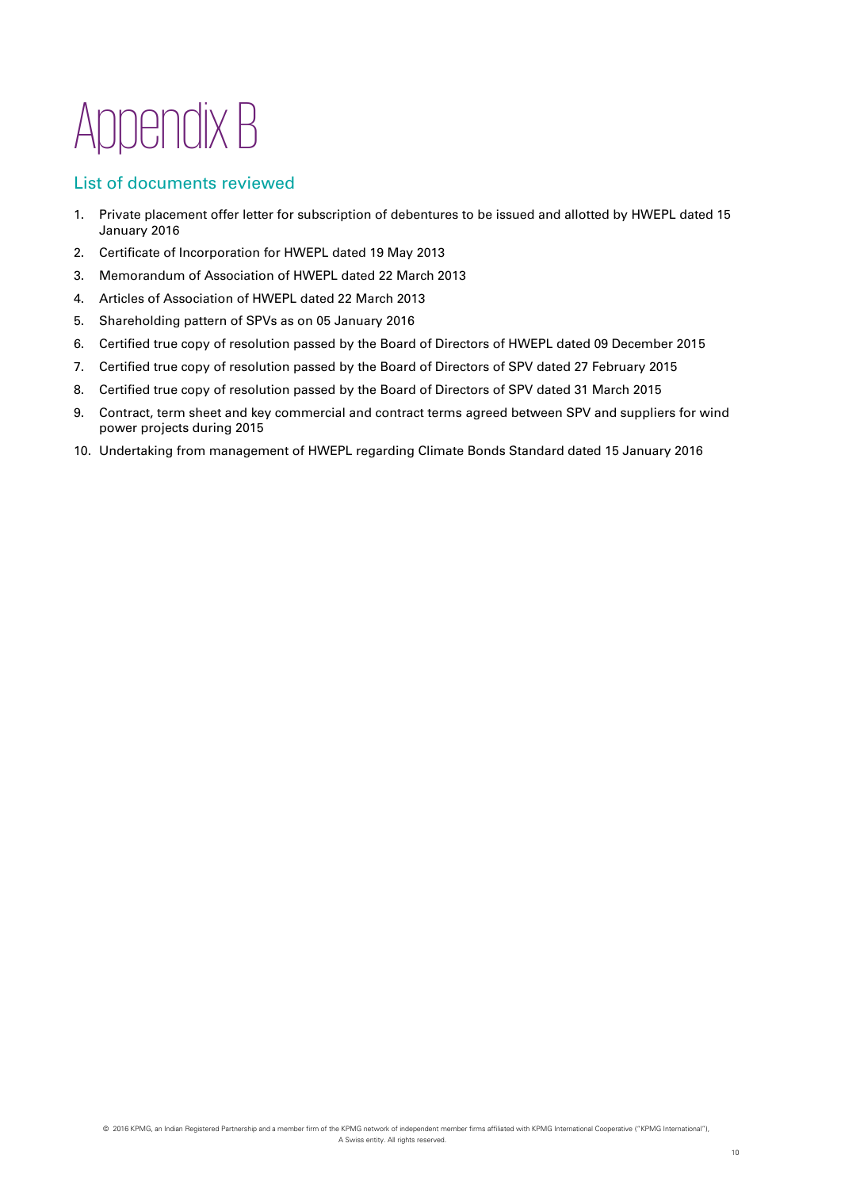# Appendix B

## List of documents reviewed

1. Private placement offer letter for subscription of debentures to be issued and allotted by HWEPL dated 15 January 2016
2. Certificate of Incorporation for HWEPL dated 19 May 2013
3. Memorandum of Association of HWEPL dated 22 March 2013
4. Articles of Association of HWEPL dated 22 March 2013
5. Shareholding pattern of SPVs as on 05 January 2016
6. Certified true copy of resolution passed by the Board of Directors of HWEPL dated 09 December 2015
7. Certified true copy of resolution passed by the Board of Directors of SPV dated 27 February 2015
8. Certified true copy of resolution passed by the Board of Directors of SPV dated 31 March 2015
9. Contract, term sheet and key commercial and contract terms agreed between SPV and suppliers for wind power projects during 2015
10. Undertaking from management of HWEPL regarding Climate Bonds Standard dated 15 January 2016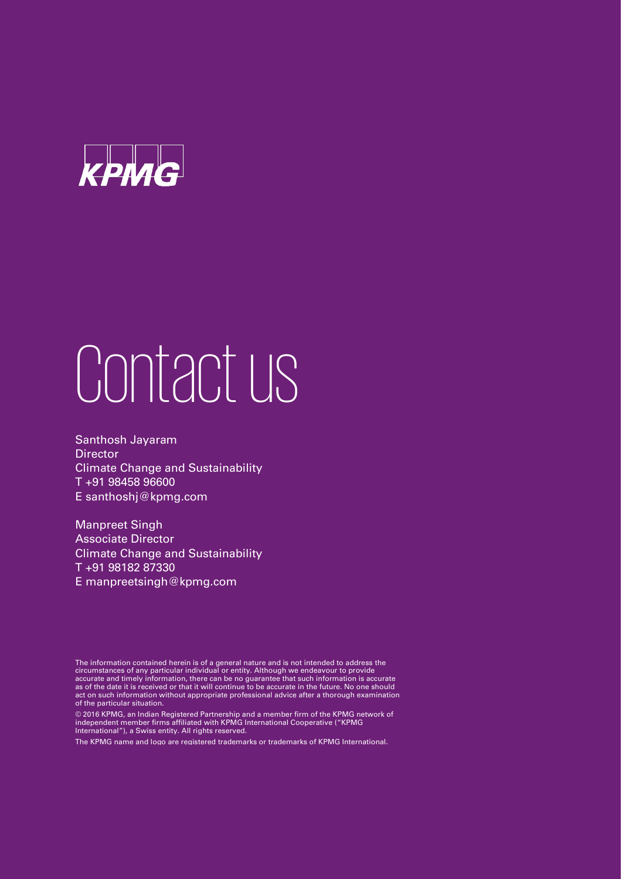KPMG

# Contact us

Santhosh Jayaram
Director
Climate Change and Sustainability
T +91 98458 96600
E santhoshj@kpmg.com

Manpreet Singh
Associate Director
Climate Change and Sustainability
T +91 98182 87330
E manpreetsingh@kpmg.com

The information contained herein is of a general nature and is not intended to address the circumstances of any particular individual or entity. Although we endeavour to provide accurate and timely information, there can be no guarantee that such information is accurate as of the date it is received or that it will continue to be accurate in the future. No one should act on such information without appropriate professional advice after a thorough examination of the particular situation.

© 2016 KPMG, an Indian Registered Partnership and a member firm of the KPMG network of independent member firms affiliated with KPMG International Cooperative ("KPMG International"), a Swiss entity. All rights reserved.

The KPMG name and logo are registered trademarks or trademarks of KPMG International.